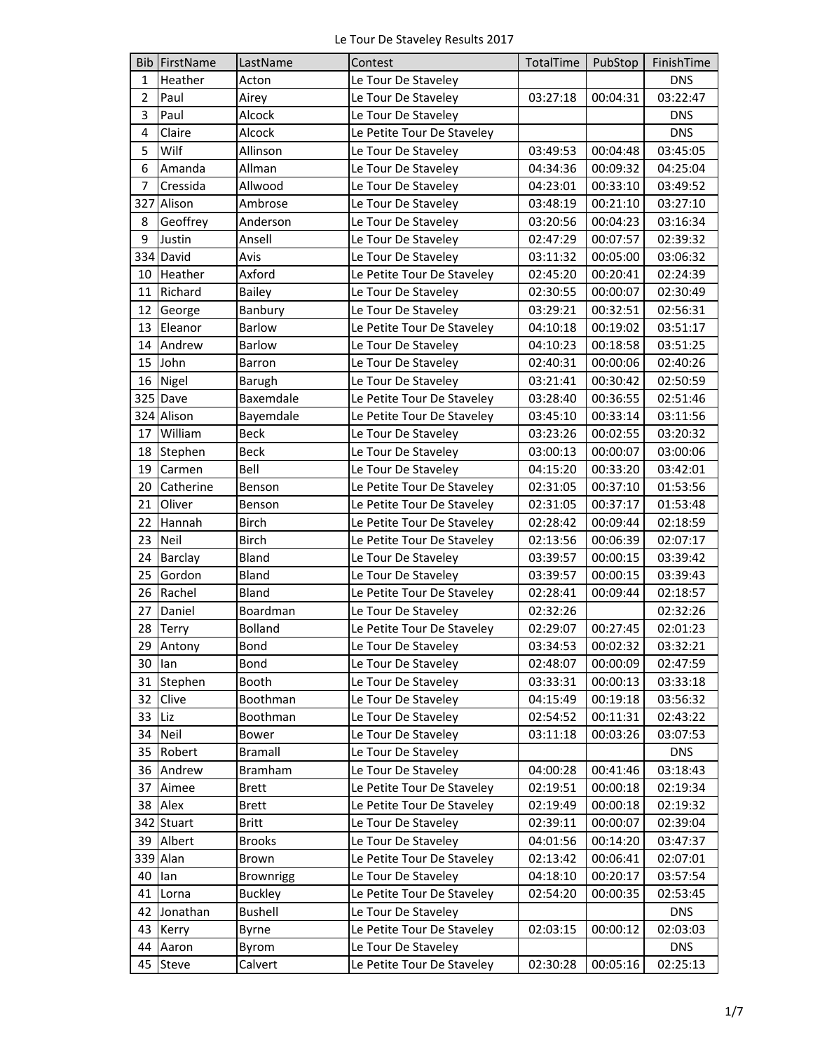Le Tour De Staveley Results 2017

| Bib | FirstName | LastName | Contest | TotalTime | PubStop | FinishTime |
| --- | --- | --- | --- | --- | --- | --- |
| 1 | Heather | Acton | Le Tour De Staveley | | | DNS |
| 2 | Paul | Airey | Le Tour De Staveley | 03:27:18 | 00:04:31 | 03:22:47 |
| 3 | Paul | Alcock | Le Tour De Staveley | | | DNS |
| 4 | Claire | Alcock | Le Petite Tour De Staveley | | | DNS |
| 5 | Wilf | Allinson | Le Tour De Staveley | 03:49:53 | 00:04:48 | 03:45:05 |
| 6 | Amanda | Allman | Le Tour De Staveley | 04:34:36 | 00:09:32 | 04:25:04 |
| 7 | Cressida | Allwood | Le Tour De Staveley | 04:23:01 | 00:33:10 | 03:49:52 |
| 327 | Alison | Ambrose | Le Tour De Staveley | 03:48:19 | 00:21:10 | 03:27:10 |
| 8 | Geoffrey | Anderson | Le Tour De Staveley | 03:20:56 | 00:04:23 | 03:16:34 |
| 9 | Justin | Ansell | Le Tour De Staveley | 02:47:29 | 00:07:57 | 02:39:32 |
| 334 | David | Avis | Le Tour De Staveley | 03:11:32 | 00:05:00 | 03:06:32 |
| 10 | Heather | Axford | Le Petite Tour De Staveley | 02:45:20 | 00:20:41 | 02:24:39 |
| 11 | Richard | Bailey | Le Tour De Staveley | 02:30:55 | 00:00:07 | 02:30:49 |
| 12 | George | Banbury | Le Tour De Staveley | 03:29:21 | 00:32:51 | 02:56:31 |
| 13 | Eleanor | Barlow | Le Petite Tour De Staveley | 04:10:18 | 00:19:02 | 03:51:17 |
| 14 | Andrew | Barlow | Le Tour De Staveley | 04:10:23 | 00:18:58 | 03:51:25 |
| 15 | John | Barron | Le Tour De Staveley | 02:40:31 | 00:00:06 | 02:40:26 |
| 16 | Nigel | Barugh | Le Tour De Staveley | 03:21:41 | 00:30:42 | 02:50:59 |
| 325 | Dave | Baxemdale | Le Petite Tour De Staveley | 03:28:40 | 00:36:55 | 02:51:46 |
| 324 | Alison | Bayemdale | Le Petite Tour De Staveley | 03:45:10 | 00:33:14 | 03:11:56 |
| 17 | William | Beck | Le Tour De Staveley | 03:23:26 | 00:02:55 | 03:20:32 |
| 18 | Stephen | Beck | Le Tour De Staveley | 03:00:13 | 00:00:07 | 03:00:06 |
| 19 | Carmen | Bell | Le Tour De Staveley | 04:15:20 | 00:33:20 | 03:42:01 |
| 20 | Catherine | Benson | Le Petite Tour De Staveley | 02:31:05 | 00:37:10 | 01:53:56 |
| 21 | Oliver | Benson | Le Petite Tour De Staveley | 02:31:05 | 00:37:17 | 01:53:48 |
| 22 | Hannah | Birch | Le Petite Tour De Staveley | 02:28:42 | 00:09:44 | 02:18:59 |
| 23 | Neil | Birch | Le Petite Tour De Staveley | 02:13:56 | 00:06:39 | 02:07:17 |
| 24 | Barclay | Bland | Le Tour De Staveley | 03:39:57 | 00:00:15 | 03:39:42 |
| 25 | Gordon | Bland | Le Tour De Staveley | 03:39:57 | 00:00:15 | 03:39:43 |
| 26 | Rachel | Bland | Le Petite Tour De Staveley | 02:28:41 | 00:09:44 | 02:18:57 |
| 27 | Daniel | Boardman | Le Tour De Staveley | 02:32:26 | | 02:32:26 |
| 28 | Terry | Bolland | Le Petite Tour De Staveley | 02:29:07 | 00:27:45 | 02:01:23 |
| 29 | Antony | Bond | Le Tour De Staveley | 03:34:53 | 00:02:32 | 03:32:21 |
| 30 | Ian | Bond | Le Tour De Staveley | 02:48:07 | 00:00:09 | 02:47:59 |
| 31 | Stephen | Booth | Le Tour De Staveley | 03:33:31 | 00:00:13 | 03:33:18 |
| 32 | Clive | Boothman | Le Tour De Staveley | 04:15:49 | 00:19:18 | 03:56:32 |
| 33 | Liz | Boothman | Le Tour De Staveley | 02:54:52 | 00:11:31 | 02:43:22 |
| 34 | Neil | Bower | Le Tour De Staveley | 03:11:18 | 00:03:26 | 03:07:53 |
| 35 | Robert | Bramall | Le Tour De Staveley | | | DNS |
| 36 | Andrew | Bramham | Le Tour De Staveley | 04:00:28 | 00:41:46 | 03:18:43 |
| 37 | Aimee | Brett | Le Petite Tour De Staveley | 02:19:51 | 00:00:18 | 02:19:34 |
| 38 | Alex | Brett | Le Petite Tour De Staveley | 02:19:49 | 00:00:18 | 02:19:32 |
| 342 | Stuart | Britt | Le Tour De Staveley | 02:39:11 | 00:00:07 | 02:39:04 |
| 39 | Albert | Brooks | Le Tour De Staveley | 04:01:56 | 00:14:20 | 03:47:37 |
| 339 | Alan | Brown | Le Petite Tour De Staveley | 02:13:42 | 00:06:41 | 02:07:01 |
| 40 | Ian | Brownrigg | Le Tour De Staveley | 04:18:10 | 00:20:17 | 03:57:54 |
| 41 | Lorna | Buckley | Le Petite Tour De Staveley | 02:54:20 | 00:00:35 | 02:53:45 |
| 42 | Jonathan | Bushell | Le Tour De Staveley | | | DNS |
| 43 | Kerry | Byrne | Le Petite Tour De Staveley | 02:03:15 | 00:00:12 | 02:03:03 |
| 44 | Aaron | Byrom | Le Tour De Staveley | | | DNS |
| 45 | Steve | Calvert | Le Petite Tour De Staveley | 02:30:28 | 00:05:16 | 02:25:13 |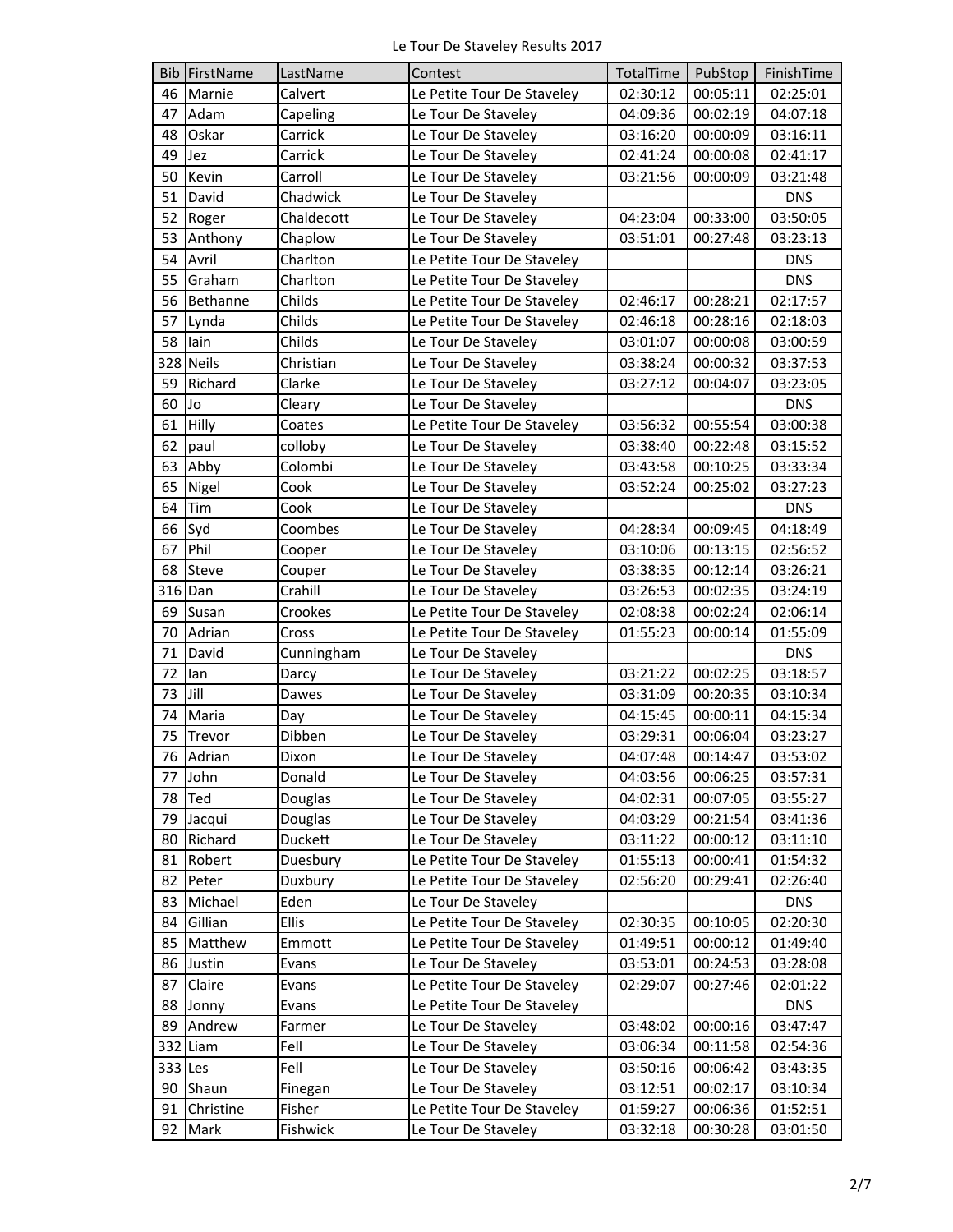Le Tour De Staveley Results 2017

| Bib | FirstName | LastName | Contest | TotalTime | PubStop | FinishTime |
| --- | --- | --- | --- | --- | --- | --- |
| 46 | Marnie | Calvert | Le Petite Tour De Staveley | 02:30:12 | 00:05:11 | 02:25:01 |
| 47 | Adam | Capeling | Le Tour De Staveley | 04:09:36 | 00:02:19 | 04:07:18 |
| 48 | Oskar | Carrick | Le Tour De Staveley | 03:16:20 | 00:00:09 | 03:16:11 |
| 49 | Jez | Carrick | Le Tour De Staveley | 02:41:24 | 00:00:08 | 02:41:17 |
| 50 | Kevin | Carroll | Le Tour De Staveley | 03:21:56 | 00:00:09 | 03:21:48 |
| 51 | David | Chadwick | Le Tour De Staveley | | | DNS |
| 52 | Roger | Chaldecott | Le Tour De Staveley | 04:23:04 | 00:33:00 | 03:50:05 |
| 53 | Anthony | Chaplow | Le Tour De Staveley | 03:51:01 | 00:27:48 | 03:23:13 |
| 54 | Avril | Charlton | Le Petite Tour De Staveley | | | DNS |
| 55 | Graham | Charlton | Le Petite Tour De Staveley | | | DNS |
| 56 | Bethanne | Childs | Le Petite Tour De Staveley | 02:46:17 | 00:28:21 | 02:17:57 |
| 57 | Lynda | Childs | Le Petite Tour De Staveley | 02:46:18 | 00:28:16 | 02:18:03 |
| 58 | Iain | Childs | Le Tour De Staveley | 03:01:07 | 00:00:08 | 03:00:59 |
| 328 | Neils | Christian | Le Tour De Staveley | 03:38:24 | 00:00:32 | 03:37:53 |
| 59 | Richard | Clarke | Le Tour De Staveley | 03:27:12 | 00:04:07 | 03:23:05 |
| 60 | Jo | Cleary | Le Tour De Staveley | | | DNS |
| 61 | Hilly | Coates | Le Petite Tour De Staveley | 03:56:32 | 00:55:54 | 03:00:38 |
| 62 | paul | colloby | Le Tour De Staveley | 03:38:40 | 00:22:48 | 03:15:52 |
| 63 | Abby | Colombi | Le Tour De Staveley | 03:43:58 | 00:10:25 | 03:33:34 |
| 65 | Nigel | Cook | Le Tour De Staveley | 03:52:24 | 00:25:02 | 03:27:23 |
| 64 | Tim | Cook | Le Tour De Staveley | | | DNS |
| 66 | Syd | Coombes | Le Tour De Staveley | 04:28:34 | 00:09:45 | 04:18:49 |
| 67 | Phil | Cooper | Le Tour De Staveley | 03:10:06 | 00:13:15 | 02:56:52 |
| 68 | Steve | Couper | Le Tour De Staveley | 03:38:35 | 00:12:14 | 03:26:21 |
| 316 | Dan | Crahill | Le Tour De Staveley | 03:26:53 | 00:02:35 | 03:24:19 |
| 69 | Susan | Crookes | Le Petite Tour De Staveley | 02:08:38 | 00:02:24 | 02:06:14 |
| 70 | Adrian | Cross | Le Petite Tour De Staveley | 01:55:23 | 00:00:14 | 01:55:09 |
| 71 | David | Cunningham | Le Tour De Staveley | | | DNS |
| 72 | Ian | Darcy | Le Tour De Staveley | 03:21:22 | 00:02:25 | 03:18:57 |
| 73 | Jill | Dawes | Le Tour De Staveley | 03:31:09 | 00:20:35 | 03:10:34 |
| 74 | Maria | Day | Le Tour De Staveley | 04:15:45 | 00:00:11 | 04:15:34 |
| 75 | Trevor | Dibben | Le Tour De Staveley | 03:29:31 | 00:06:04 | 03:23:27 |
| 76 | Adrian | Dixon | Le Tour De Staveley | 04:07:48 | 00:14:47 | 03:53:02 |
| 77 | John | Donald | Le Tour De Staveley | 04:03:56 | 00:06:25 | 03:57:31 |
| 78 | Ted | Douglas | Le Tour De Staveley | 04:02:31 | 00:07:05 | 03:55:27 |
| 79 | Jacqui | Douglas | Le Tour De Staveley | 04:03:29 | 00:21:54 | 03:41:36 |
| 80 | Richard | Duckett | Le Tour De Staveley | 03:11:22 | 00:00:12 | 03:11:10 |
| 81 | Robert | Duesbury | Le Petite Tour De Staveley | 01:55:13 | 00:00:41 | 01:54:32 |
| 82 | Peter | Duxbury | Le Petite Tour De Staveley | 02:56:20 | 00:29:41 | 02:26:40 |
| 83 | Michael | Eden | Le Tour De Staveley | | | DNS |
| 84 | Gillian | Ellis | Le Petite Tour De Staveley | 02:30:35 | 00:10:05 | 02:20:30 |
| 85 | Matthew | Emmott | Le Petite Tour De Staveley | 01:49:51 | 00:00:12 | 01:49:40 |
| 86 | Justin | Evans | Le Tour De Staveley | 03:53:01 | 00:24:53 | 03:28:08 |
| 87 | Claire | Evans | Le Petite Tour De Staveley | 02:29:07 | 00:27:46 | 02:01:22 |
| 88 | Jonny | Evans | Le Petite Tour De Staveley | | | DNS |
| 89 | Andrew | Farmer | Le Tour De Staveley | 03:48:02 | 00:00:16 | 03:47:47 |
| 332 | Liam | Fell | Le Tour De Staveley | 03:06:34 | 00:11:58 | 02:54:36 |
| 333 | Les | Fell | Le Tour De Staveley | 03:50:16 | 00:06:42 | 03:43:35 |
| 90 | Shaun | Finegan | Le Tour De Staveley | 03:12:51 | 00:02:17 | 03:10:34 |
| 91 | Christine | Fisher | Le Petite Tour De Staveley | 01:59:27 | 00:06:36 | 01:52:51 |
| 92 | Mark | Fishwick | Le Tour De Staveley | 03:32:18 | 00:30:28 | 03:01:50 |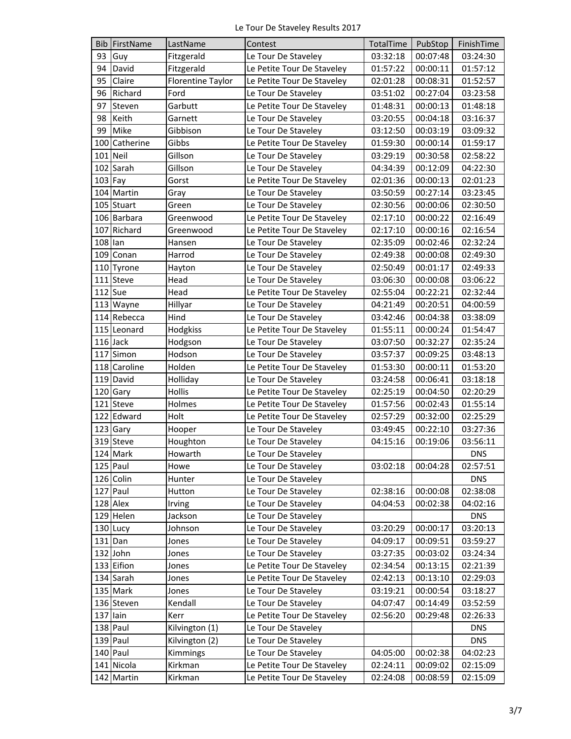# Le Tour De Staveley Results 2017

| Bib | FirstName | LastName | Contest | TotalTime | PubStop | FinishTime |
|---|---|---|---|---|---|---|
| 93 | Guy | Fitzgerald | Le Tour De Staveley | 03:32:18 | 00:07:48 | 03:24:30 |
| 94 | David | Fitzgerald | Le Petite Tour De Staveley | 01:57:22 | 00:00:11 | 01:57:12 |
| 95 | Claire | Florentine Taylor | Le Petite Tour De Staveley | 02:01:28 | 00:08:31 | 01:52:57 |
| 96 | Richard | Ford | Le Tour De Staveley | 03:51:02 | 00:27:04 | 03:23:58 |
| 97 | Steven | Garbutt | Le Petite Tour De Staveley | 01:48:31 | 00:00:13 | 01:48:18 |
| 98 | Keith | Garnett | Le Tour De Staveley | 03:20:55 | 00:04:18 | 03:16:37 |
| 99 | Mike | Gibbison | Le Tour De Staveley | 03:12:50 | 00:03:19 | 03:09:32 |
| 100 | Catherine | Gibbs | Le Petite Tour De Staveley | 01:59:30 | 00:00:14 | 01:59:17 |
| 101 | Neil | Gillson | Le Tour De Staveley | 03:29:19 | 00:30:58 | 02:58:22 |
| 102 | Sarah | Gillson | Le Tour De Staveley | 04:34:39 | 00:12:09 | 04:22:30 |
| 103 | Fay | Gorst | Le Petite Tour De Staveley | 02:01:36 | 00:00:13 | 02:01:23 |
| 104 | Martin | Gray | Le Tour De Staveley | 03:50:59 | 00:27:14 | 03:23:45 |
| 105 | Stuart | Green | Le Tour De Staveley | 02:30:56 | 00:00:06 | 02:30:50 |
| 106 | Barbara | Greenwood | Le Petite Tour De Staveley | 02:17:10 | 00:00:22 | 02:16:49 |
| 107 | Richard | Greenwood | Le Petite Tour De Staveley | 02:17:10 | 00:00:16 | 02:16:54 |
| 108 | Ian | Hansen | Le Tour De Staveley | 02:35:09 | 00:02:46 | 02:32:24 |
| 109 | Conan | Harrod | Le Tour De Staveley | 02:49:38 | 00:00:08 | 02:49:30 |
| 110 | Tyrone | Hayton | Le Tour De Staveley | 02:50:49 | 00:01:17 | 02:49:33 |
| 111 | Steve | Head | Le Tour De Staveley | 03:06:30 | 00:00:08 | 03:06:22 |
| 112 | Sue | Head | Le Petite Tour De Staveley | 02:55:04 | 00:22:21 | 02:32:44 |
| 113 | Wayne | Hillyar | Le Tour De Staveley | 04:21:49 | 00:20:51 | 04:00:59 |
| 114 | Rebecca | Hind | Le Tour De Staveley | 03:42:46 | 00:04:38 | 03:38:09 |
| 115 | Leonard | Hodgkiss | Le Petite Tour De Staveley | 01:55:11 | 00:00:24 | 01:54:47 |
| 116 | Jack | Hodgson | Le Tour De Staveley | 03:07:50 | 00:32:27 | 02:35:24 |
| 117 | Simon | Hodson | Le Tour De Staveley | 03:57:37 | 00:09:25 | 03:48:13 |
| 118 | Caroline | Holden | Le Petite Tour De Staveley | 01:53:30 | 00:00:11 | 01:53:20 |
| 119 | David | Holliday | Le Tour De Staveley | 03:24:58 | 00:06:41 | 03:18:18 |
| 120 | Gary | Hollis | Le Petite Tour De Staveley | 02:25:19 | 00:04:50 | 02:20:29 |
| 121 | Steve | Holmes | Le Petite Tour De Staveley | 01:57:56 | 00:02:43 | 01:55:14 |
| 122 | Edward | Holt | Le Petite Tour De Staveley | 02:57:29 | 00:32:00 | 02:25:29 |
| 123 | Gary | Hooper | Le Tour De Staveley | 03:49:45 | 00:22:10 | 03:27:36 |
| 319 | Steve | Houghton | Le Tour De Staveley | 04:15:16 | 00:19:06 | 03:56:11 |
| 124 | Mark | Howarth | Le Tour De Staveley | | | DNS |
| 125 | Paul | Howe | Le Tour De Staveley | 03:02:18 | 00:04:28 | 02:57:51 |
| 126 | Colin | Hunter | Le Tour De Staveley | | | DNS |
| 127 | Paul | Hutton | Le Tour De Staveley | 02:38:16 | 00:00:08 | 02:38:08 |
| 128 | Alex | Irving | Le Tour De Staveley | 04:04:53 | 00:02:38 | 04:02:16 |
| 129 | Helen | Jackson | Le Tour De Staveley | | | DNS |
| 130 | Lucy | Johnson | Le Tour De Staveley | 03:20:29 | 00:00:17 | 03:20:13 |
| 131 | Dan | Jones | Le Tour De Staveley | 04:09:17 | 00:09:51 | 03:59:27 |
| 132 | John | Jones | Le Tour De Staveley | 03:27:35 | 00:03:02 | 03:24:34 |
| 133 | Eifion | Jones | Le Petite Tour De Staveley | 02:34:54 | 00:13:15 | 02:21:39 |
| 134 | Sarah | Jones | Le Petite Tour De Staveley | 02:42:13 | 00:13:10 | 02:29:03 |
| 135 | Mark | Jones | Le Tour De Staveley | 03:19:21 | 00:00:54 | 03:18:27 |
| 136 | Steven | Kendall | Le Tour De Staveley | 04:07:47 | 00:14:49 | 03:52:59 |
| 137 | Iain | Kerr | Le Petite Tour De Staveley | 02:56:20 | 00:29:48 | 02:26:33 |
| 138 | Paul | Kilvington (1) | Le Tour De Staveley | | | DNS |
| 139 | Paul | Kilvington (2) | Le Tour De Staveley | | | DNS |
| 140 | Paul | Kimmings | Le Tour De Staveley | 04:05:00 | 00:02:38 | 04:02:23 |
| 141 | Nicola | Kirkman | Le Petite Tour De Staveley | 02:24:11 | 00:09:02 | 02:15:09 |
| 142 | Martin | Kirkman | Le Petite Tour De Staveley | 02:24:08 | 00:08:59 | 02:15:09 |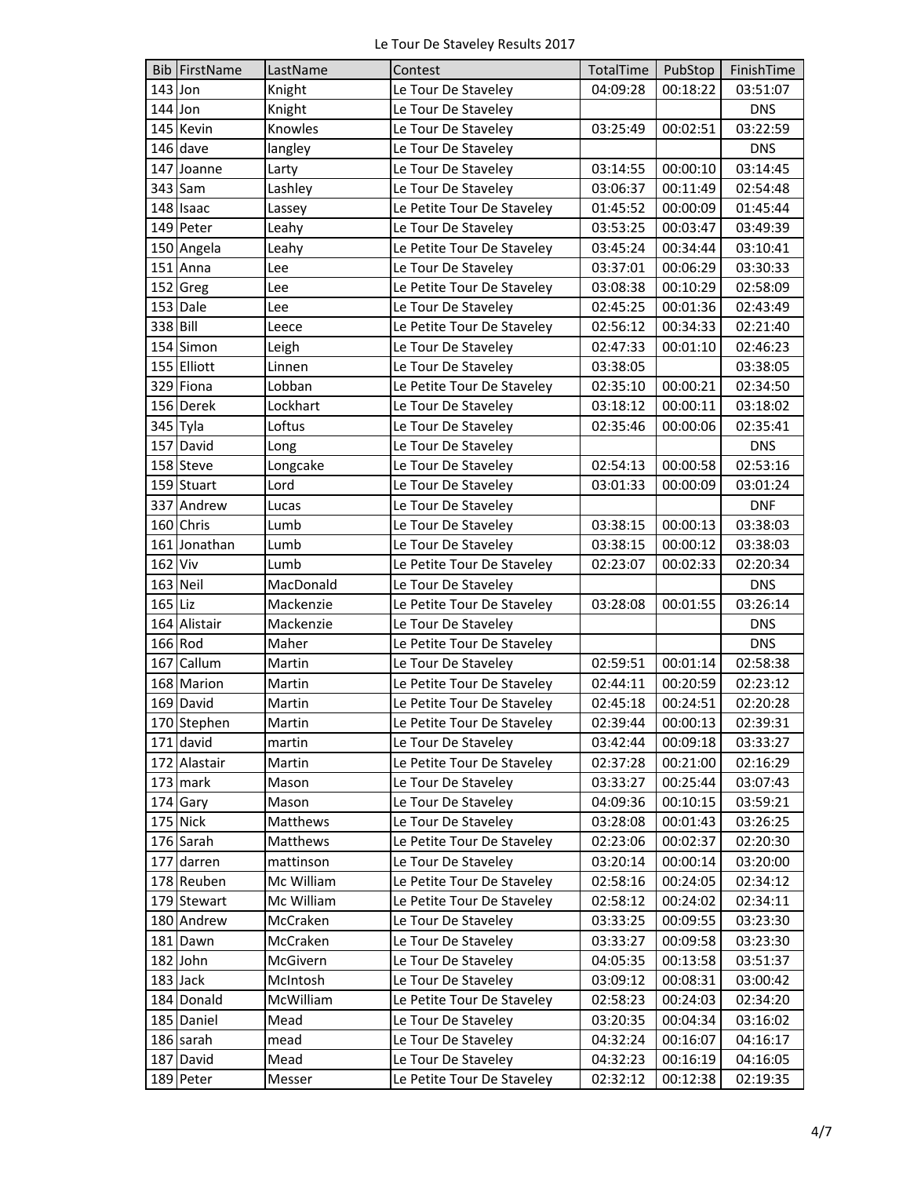Le Tour De Staveley Results 2017

| Bib | FirstName | LastName | Contest | TotalTime | PubStop | FinishTime |
|---|---|---|---|---|---|---|
| 143 | Jon | Knight | Le Tour De Staveley | 04:09:28 | 00:18:22 | 03:51:07 |
| 144 | Jon | Knight | Le Tour De Staveley | | | DNS |
| 145 | Kevin | Knowles | Le Tour De Staveley | 03:25:49 | 00:02:51 | 03:22:59 |
| 146 | dave | langley | Le Tour De Staveley | | | DNS |
| 147 | Joanne | Larty | Le Tour De Staveley | 03:14:55 | 00:00:10 | 03:14:45 |
| 343 | Sam | Lashley | Le Tour De Staveley | 03:06:37 | 00:11:49 | 02:54:48 |
| 148 | Isaac | Lassey | Le Petite Tour De Staveley | 01:45:52 | 00:00:09 | 01:45:44 |
| 149 | Peter | Leahy | Le Tour De Staveley | 03:53:25 | 00:03:47 | 03:49:39 |
| 150 | Angela | Leahy | Le Petite Tour De Staveley | 03:45:24 | 00:34:44 | 03:10:41 |
| 151 | Anna | Lee | Le Tour De Staveley | 03:37:01 | 00:06:29 | 03:30:33 |
| 152 | Greg | Lee | Le Petite Tour De Staveley | 03:08:38 | 00:10:29 | 02:58:09 |
| 153 | Dale | Lee | Le Tour De Staveley | 02:45:25 | 00:01:36 | 02:43:49 |
| 338 | Bill | Leece | Le Petite Tour De Staveley | 02:56:12 | 00:34:33 | 02:21:40 |
| 154 | Simon | Leigh | Le Tour De Staveley | 02:47:33 | 00:01:10 | 02:46:23 |
| 155 | Elliott | Linnen | Le Tour De Staveley | 03:38:05 | | 03:38:05 |
| 329 | Fiona | Lobban | Le Petite Tour De Staveley | 02:35:10 | 00:00:21 | 02:34:50 |
| 156 | Derek | Lockhart | Le Tour De Staveley | 03:18:12 | 00:00:11 | 03:18:02 |
| 345 | Tyla | Loftus | Le Tour De Staveley | 02:35:46 | 00:00:06 | 02:35:41 |
| 157 | David | Long | Le Tour De Staveley | | | DNS |
| 158 | Steve | Longcake | Le Tour De Staveley | 02:54:13 | 00:00:58 | 02:53:16 |
| 159 | Stuart | Lord | Le Tour De Staveley | 03:01:33 | 00:00:09 | 03:01:24 |
| 337 | Andrew | Lucas | Le Tour De Staveley | | | DNF |
| 160 | Chris | Lumb | Le Tour De Staveley | 03:38:15 | 00:00:13 | 03:38:03 |
| 161 | Jonathan | Lumb | Le Tour De Staveley | 03:38:15 | 00:00:12 | 03:38:03 |
| 162 | Viv | Lumb | Le Petite Tour De Staveley | 02:23:07 | 00:02:33 | 02:20:34 |
| 163 | Neil | MacDonald | Le Tour De Staveley | | | DNS |
| 165 | Liz | Mackenzie | Le Petite Tour De Staveley | 03:28:08 | 00:01:55 | 03:26:14 |
| 164 | Alistair | Mackenzie | Le Tour De Staveley | | | DNS |
| 166 | Rod | Maher | Le Petite Tour De Staveley | | | DNS |
| 167 | Callum | Martin | Le Tour De Staveley | 02:59:51 | 00:01:14 | 02:58:38 |
| 168 | Marion | Martin | Le Petite Tour De Staveley | 02:44:11 | 00:20:59 | 02:23:12 |
| 169 | David | Martin | Le Petite Tour De Staveley | 02:45:18 | 00:24:51 | 02:20:28 |
| 170 | Stephen | Martin | Le Petite Tour De Staveley | 02:39:44 | 00:00:13 | 02:39:31 |
| 171 | david | martin | Le Tour De Staveley | 03:42:44 | 00:09:18 | 03:33:27 |
| 172 | Alastair | Martin | Le Petite Tour De Staveley | 02:37:28 | 00:21:00 | 02:16:29 |
| 173 | mark | Mason | Le Tour De Staveley | 03:33:27 | 00:25:44 | 03:07:43 |
| 174 | Gary | Mason | Le Tour De Staveley | 04:09:36 | 00:10:15 | 03:59:21 |
| 175 | Nick | Matthews | Le Tour De Staveley | 03:28:08 | 00:01:43 | 03:26:25 |
| 176 | Sarah | Matthews | Le Petite Tour De Staveley | 02:23:06 | 00:02:37 | 02:20:30 |
| 177 | darren | mattinson | Le Tour De Staveley | 03:20:14 | 00:00:14 | 03:20:00 |
| 178 | Reuben | Mc William | Le Petite Tour De Staveley | 02:58:16 | 00:24:05 | 02:34:12 |
| 179 | Stewart | Mc William | Le Petite Tour De Staveley | 02:58:12 | 00:24:02 | 02:34:11 |
| 180 | Andrew | McCraken | Le Tour De Staveley | 03:33:25 | 00:09:55 | 03:23:30 |
| 181 | Dawn | McCraken | Le Tour De Staveley | 03:33:27 | 00:09:58 | 03:23:30 |
| 182 | John | McGivern | Le Tour De Staveley | 04:05:35 | 00:13:58 | 03:51:37 |
| 183 | Jack | McIntosh | Le Tour De Staveley | 03:09:12 | 00:08:31 | 03:00:42 |
| 184 | Donald | McWilliam | Le Petite Tour De Staveley | 02:58:23 | 00:24:03 | 02:34:20 |
| 185 | Daniel | Mead | Le Tour De Staveley | 03:20:35 | 00:04:34 | 03:16:02 |
| 186 | sarah | mead | Le Tour De Staveley | 04:32:24 | 00:16:07 | 04:16:17 |
| 187 | David | Mead | Le Tour De Staveley | 04:32:23 | 00:16:19 | 04:16:05 |
| 189 | Peter | Messer | Le Petite Tour De Staveley | 02:32:12 | 00:12:38 | 02:19:35 |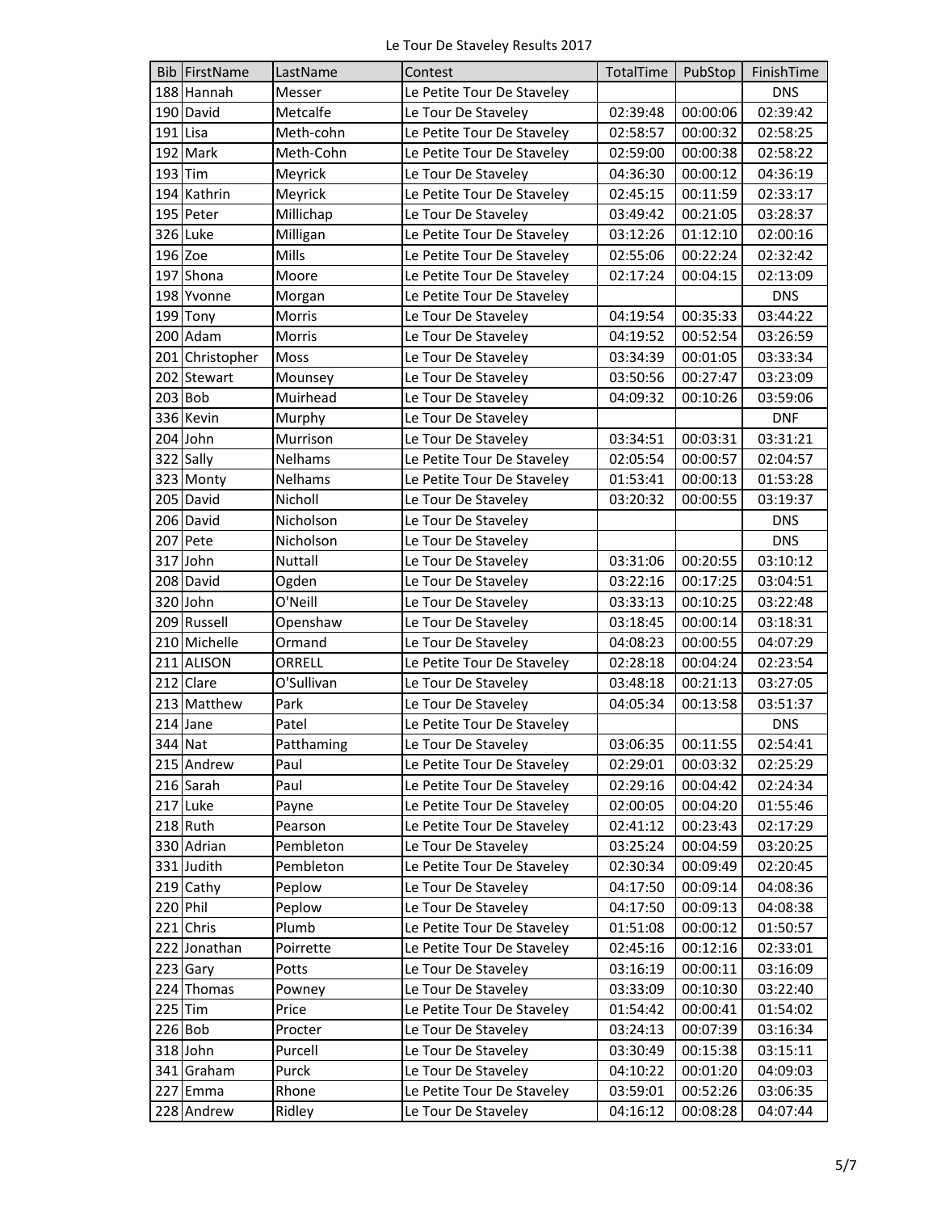Le Tour De Staveley Results 2017

| Bib | FirstName | LastName | Contest | TotalTime | PubStop | FinishTime |
|---|---|---|---|---|---|---|
| 188 | Hannah | Messer | Le Petite Tour De Staveley | | | DNS |
| 190 | David | Metcalfe | Le Tour De Staveley | 02:39:48 | 00:00:06 | 02:39:42 |
| 191 | Lisa | Meth-cohn | Le Petite Tour De Staveley | 02:58:57 | 00:00:32 | 02:58:25 |
| 192 | Mark | Meth-Cohn | Le Petite Tour De Staveley | 02:59:00 | 00:00:38 | 02:58:22 |
| 193 | Tim | Meyrick | Le Tour De Staveley | 04:36:30 | 00:00:12 | 04:36:19 |
| 194 | Kathrin | Meyrick | Le Petite Tour De Staveley | 02:45:15 | 00:11:59 | 02:33:17 |
| 195 | Peter | Millichap | Le Tour De Staveley | 03:49:42 | 00:21:05 | 03:28:37 |
| 326 | Luke | Milligan | Le Petite Tour De Staveley | 03:12:26 | 01:12:10 | 02:00:16 |
| 196 | Zoe | Mills | Le Petite Tour De Staveley | 02:55:06 | 00:22:24 | 02:32:42 |
| 197 | Shona | Moore | Le Petite Tour De Staveley | 02:17:24 | 00:04:15 | 02:13:09 |
| 198 | Yvonne | Morgan | Le Petite Tour De Staveley | | | DNS |
| 199 | Tony | Morris | Le Tour De Staveley | 04:19:54 | 00:35:33 | 03:44:22 |
| 200 | Adam | Morris | Le Tour De Staveley | 04:19:52 | 00:52:54 | 03:26:59 |
| 201 | Christopher | Moss | Le Tour De Staveley | 03:34:39 | 00:01:05 | 03:33:34 |
| 202 | Stewart | Mounsey | Le Tour De Staveley | 03:50:56 | 00:27:47 | 03:23:09 |
| 203 | Bob | Muirhead | Le Tour De Staveley | 04:09:32 | 00:10:26 | 03:59:06 |
| 336 | Kevin | Murphy | Le Tour De Staveley | | | DNF |
| 204 | John | Murrison | Le Tour De Staveley | 03:34:51 | 00:03:31 | 03:31:21 |
| 322 | Sally | Nelhams | Le Petite Tour De Staveley | 02:05:54 | 00:00:57 | 02:04:57 |
| 323 | Monty | Nelhams | Le Petite Tour De Staveley | 01:53:41 | 00:00:13 | 01:53:28 |
| 205 | David | Nicholl | Le Tour De Staveley | 03:20:32 | 00:00:55 | 03:19:37 |
| 206 | David | Nicholson | Le Tour De Staveley | | | DNS |
| 207 | Pete | Nicholson | Le Tour De Staveley | | | DNS |
| 317 | John | Nuttall | Le Tour De Staveley | 03:31:06 | 00:20:55 | 03:10:12 |
| 208 | David | Ogden | Le Tour De Staveley | 03:22:16 | 00:17:25 | 03:04:51 |
| 320 | John | O'Neill | Le Tour De Staveley | 03:33:13 | 00:10:25 | 03:22:48 |
| 209 | Russell | Openshaw | Le Tour De Staveley | 03:18:45 | 00:00:14 | 03:18:31 |
| 210 | Michelle | Ormand | Le Tour De Staveley | 04:08:23 | 00:00:55 | 04:07:29 |
| 211 | ALISON | ORRELL | Le Petite Tour De Staveley | 02:28:18 | 00:04:24 | 02:23:54 |
| 212 | Clare | O'Sullivan | Le Tour De Staveley | 03:48:18 | 00:21:13 | 03:27:05 |
| 213 | Matthew | Park | Le Tour De Staveley | 04:05:34 | 00:13:58 | 03:51:37 |
| 214 | Jane | Patel | Le Petite Tour De Staveley | | | DNS |
| 344 | Nat | Patthaming | Le Tour De Staveley | 03:06:35 | 00:11:55 | 02:54:41 |
| 215 | Andrew | Paul | Le Petite Tour De Staveley | 02:29:01 | 00:03:32 | 02:25:29 |
| 216 | Sarah | Paul | Le Petite Tour De Staveley | 02:29:16 | 00:04:42 | 02:24:34 |
| 217 | Luke | Payne | Le Petite Tour De Staveley | 02:00:05 | 00:04:20 | 01:55:46 |
| 218 | Ruth | Pearson | Le Petite Tour De Staveley | 02:41:12 | 00:23:43 | 02:17:29 |
| 330 | Adrian | Pembleton | Le Tour De Staveley | 03:25:24 | 00:04:59 | 03:20:25 |
| 331 | Judith | Pembleton | Le Petite Tour De Staveley | 02:30:34 | 00:09:49 | 02:20:45 |
| 219 | Cathy | Peplow | Le Tour De Staveley | 04:17:50 | 00:09:14 | 04:08:36 |
| 220 | Phil | Peplow | Le Tour De Staveley | 04:17:50 | 00:09:13 | 04:08:38 |
| 221 | Chris | Plumb | Le Petite Tour De Staveley | 01:51:08 | 00:00:12 | 01:50:57 |
| 222 | Jonathan | Poirrette | Le Petite Tour De Staveley | 02:45:16 | 00:12:16 | 02:33:01 |
| 223 | Gary | Potts | Le Tour De Staveley | 03:16:19 | 00:00:11 | 03:16:09 |
| 224 | Thomas | Powney | Le Tour De Staveley | 03:33:09 | 00:10:30 | 03:22:40 |
| 225 | Tim | Price | Le Petite Tour De Staveley | 01:54:42 | 00:00:41 | 01:54:02 |
| 226 | Bob | Procter | Le Tour De Staveley | 03:24:13 | 00:07:39 | 03:16:34 |
| 318 | John | Purcell | Le Tour De Staveley | 03:30:49 | 00:15:38 | 03:15:11 |
| 341 | Graham | Purck | Le Tour De Staveley | 04:10:22 | 00:01:20 | 04:09:03 |
| 227 | Emma | Rhone | Le Petite Tour De Staveley | 03:59:01 | 00:52:26 | 03:06:35 |
| 228 | Andrew | Ridley | Le Tour De Staveley | 04:16:12 | 00:08:28 | 04:07:44 |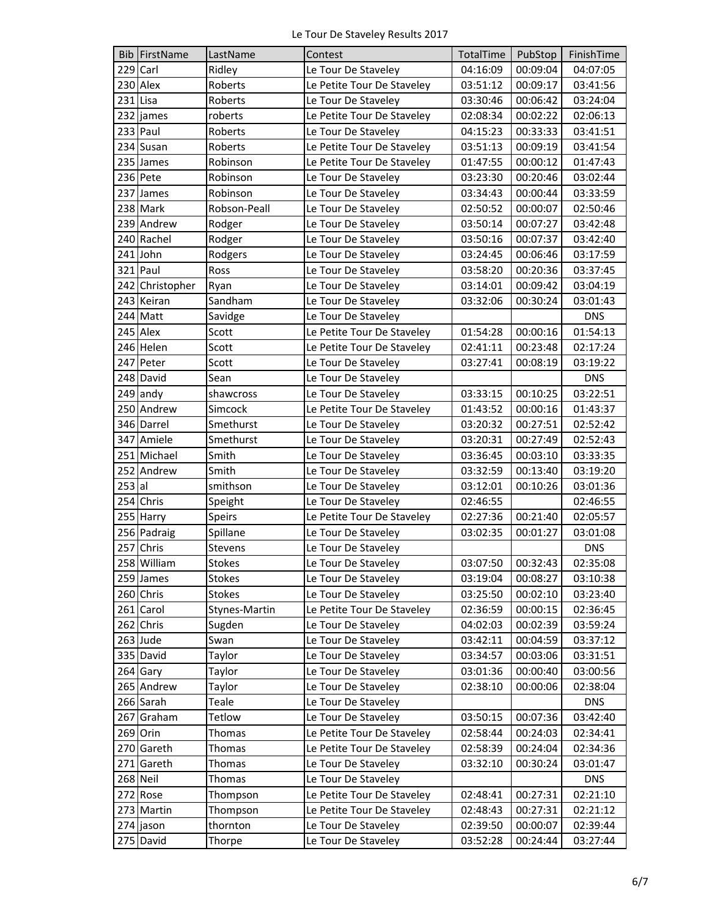Le Tour De Staveley Results 2017

| Bib | FirstName | LastName | Contest | TotalTime | PubStop | FinishTime |
|---|---|---|---|---|---|---|
| 229 | Carl | Ridley | Le Tour De Staveley | 04:16:09 | 00:09:04 | 04:07:05 |
| 230 | Alex | Roberts | Le Petite Tour De Staveley | 03:51:12 | 00:09:17 | 03:41:56 |
| 231 | Lisa | Roberts | Le Tour De Staveley | 03:30:46 | 00:06:42 | 03:24:04 |
| 232 | james | roberts | Le Petite Tour De Staveley | 02:08:34 | 00:02:22 | 02:06:13 |
| 233 | Paul | Roberts | Le Tour De Staveley | 04:15:23 | 00:33:33 | 03:41:51 |
| 234 | Susan | Roberts | Le Petite Tour De Staveley | 03:51:13 | 00:09:19 | 03:41:54 |
| 235 | James | Robinson | Le Petite Tour De Staveley | 01:47:55 | 00:00:12 | 01:47:43 |
| 236 | Pete | Robinson | Le Tour De Staveley | 03:23:30 | 00:20:46 | 03:02:44 |
| 237 | James | Robinson | Le Tour De Staveley | 03:34:43 | 00:00:44 | 03:33:59 |
| 238 | Mark | Robson-Peall | Le Tour De Staveley | 02:50:52 | 00:00:07 | 02:50:46 |
| 239 | Andrew | Rodger | Le Tour De Staveley | 03:50:14 | 00:07:27 | 03:42:48 |
| 240 | Rachel | Rodger | Le Tour De Staveley | 03:50:16 | 00:07:37 | 03:42:40 |
| 241 | John | Rodgers | Le Tour De Staveley | 03:24:45 | 00:06:46 | 03:17:59 |
| 321 | Paul | Ross | Le Tour De Staveley | 03:58:20 | 00:20:36 | 03:37:45 |
| 242 | Christopher | Ryan | Le Tour De Staveley | 03:14:01 | 00:09:42 | 03:04:19 |
| 243 | Keiran | Sandham | Le Tour De Staveley | 03:32:06 | 00:30:24 | 03:01:43 |
| 244 | Matt | Savidge | Le Tour De Staveley | | | DNS |
| 245 | Alex | Scott | Le Petite Tour De Staveley | 01:54:28 | 00:00:16 | 01:54:13 |
| 246 | Helen | Scott | Le Petite Tour De Staveley | 02:41:11 | 00:23:48 | 02:17:24 |
| 247 | Peter | Scott | Le Tour De Staveley | 03:27:41 | 00:08:19 | 03:19:22 |
| 248 | David | Sean | Le Tour De Staveley | | | DNS |
| 249 | andy | shawcross | Le Tour De Staveley | 03:33:15 | 00:10:25 | 03:22:51 |
| 250 | Andrew | Simcock | Le Petite Tour De Staveley | 01:43:52 | 00:00:16 | 01:43:37 |
| 346 | Darrel | Smethurst | Le Tour De Staveley | 03:20:32 | 00:27:51 | 02:52:42 |
| 347 | Amiele | Smethurst | Le Tour De Staveley | 03:20:31 | 00:27:49 | 02:52:43 |
| 251 | Michael | Smith | Le Tour De Staveley | 03:36:45 | 00:03:10 | 03:33:35 |
| 252 | Andrew | Smith | Le Tour De Staveley | 03:32:59 | 00:13:40 | 03:19:20 |
| 253 | al | smithson | Le Tour De Staveley | 03:12:01 | 00:10:26 | 03:01:36 |
| 254 | Chris | Speight | Le Tour De Staveley | 02:46:55 | | 02:46:55 |
| 255 | Harry | Speirs | Le Petite Tour De Staveley | 02:27:36 | 00:21:40 | 02:05:57 |
| 256 | Padraig | Spillane | Le Tour De Staveley | 03:02:35 | 00:01:27 | 03:01:08 |
| 257 | Chris | Stevens | Le Tour De Staveley | | | DNS |
| 258 | William | Stokes | Le Tour De Staveley | 03:07:50 | 00:32:43 | 02:35:08 |
| 259 | James | Stokes | Le Tour De Staveley | 03:19:04 | 00:08:27 | 03:10:38 |
| 260 | Chris | Stokes | Le Tour De Staveley | 03:25:50 | 00:02:10 | 03:23:40 |
| 261 | Carol | Stynes-Martin | Le Petite Tour De Staveley | 02:36:59 | 00:00:15 | 02:36:45 |
| 262 | Chris | Sugden | Le Tour De Staveley | 04:02:03 | 00:02:39 | 03:59:24 |
| 263 | Jude | Swan | Le Tour De Staveley | 03:42:11 | 00:04:59 | 03:37:12 |
| 335 | David | Taylor | Le Tour De Staveley | 03:34:57 | 00:03:06 | 03:31:51 |
| 264 | Gary | Taylor | Le Tour De Staveley | 03:01:36 | 00:00:40 | 03:00:56 |
| 265 | Andrew | Taylor | Le Tour De Staveley | 02:38:10 | 00:00:06 | 02:38:04 |
| 266 | Sarah | Teale | Le Tour De Staveley | | | DNS |
| 267 | Graham | Tetlow | Le Tour De Staveley | 03:50:15 | 00:07:36 | 03:42:40 |
| 269 | Orin | Thomas | Le Petite Tour De Staveley | 02:58:44 | 00:24:03 | 02:34:41 |
| 270 | Gareth | Thomas | Le Petite Tour De Staveley | 02:58:39 | 00:24:04 | 02:34:36 |
| 271 | Gareth | Thomas | Le Tour De Staveley | 03:32:10 | 00:30:24 | 03:01:47 |
| 268 | Neil | Thomas | Le Tour De Staveley | | | DNS |
| 272 | Rose | Thompson | Le Petite Tour De Staveley | 02:48:41 | 00:27:31 | 02:21:10 |
| 273 | Martin | Thompson | Le Petite Tour De Staveley | 02:48:43 | 00:27:31 | 02:21:12 |
| 274 | jason | thornton | Le Tour De Staveley | 02:39:50 | 00:00:07 | 02:39:44 |
| 275 | David | Thorpe | Le Tour De Staveley | 03:52:28 | 00:24:44 | 03:27:44 |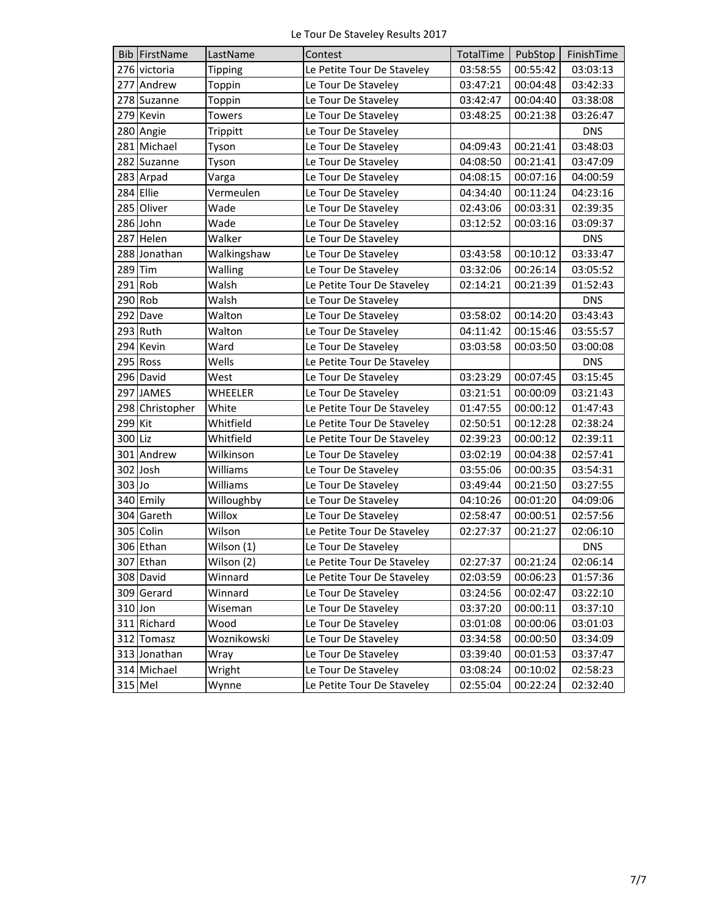Le Tour De Staveley Results 2017

| Bib | FirstName | LastName | Contest | TotalTime | PubStop | FinishTime |
|---|---|---|---|---|---|---|
| 276 | victoria | Tipping | Le Petite Tour De Staveley | 03:58:55 | 00:55:42 | 03:03:13 |
| 277 | Andrew | Toppin | Le Tour De Staveley | 03:47:21 | 00:04:48 | 03:42:33 |
| 278 | Suzanne | Toppin | Le Tour De Staveley | 03:42:47 | 00:04:40 | 03:38:08 |
| 279 | Kevin | Towers | Le Tour De Staveley | 03:48:25 | 00:21:38 | 03:26:47 |
| 280 | Angie | Trippitt | Le Tour De Staveley | | | DNS |
| 281 | Michael | Tyson | Le Tour De Staveley | 04:09:43 | 00:21:41 | 03:48:03 |
| 282 | Suzanne | Tyson | Le Tour De Staveley | 04:08:50 | 00:21:41 | 03:47:09 |
| 283 | Arpad | Varga | Le Tour De Staveley | 04:08:15 | 00:07:16 | 04:00:59 |
| 284 | Ellie | Vermeulen | Le Tour De Staveley | 04:34:40 | 00:11:24 | 04:23:16 |
| 285 | Oliver | Wade | Le Tour De Staveley | 02:43:06 | 00:03:31 | 02:39:35 |
| 286 | John | Wade | Le Tour De Staveley | 03:12:52 | 00:03:16 | 03:09:37 |
| 287 | Helen | Walker | Le Tour De Staveley | | | DNS |
| 288 | Jonathan | Walkingshaw | Le Tour De Staveley | 03:43:58 | 00:10:12 | 03:33:47 |
| 289 | Tim | Walling | Le Tour De Staveley | 03:32:06 | 00:26:14 | 03:05:52 |
| 291 | Rob | Walsh | Le Petite Tour De Staveley | 02:14:21 | 00:21:39 | 01:52:43 |
| 290 | Rob | Walsh | Le Tour De Staveley | | | DNS |
| 292 | Dave | Walton | Le Tour De Staveley | 03:58:02 | 00:14:20 | 03:43:43 |
| 293 | Ruth | Walton | Le Tour De Staveley | 04:11:42 | 00:15:46 | 03:55:57 |
| 294 | Kevin | Ward | Le Tour De Staveley | 03:03:58 | 00:03:50 | 03:00:08 |
| 295 | Ross | Wells | Le Petite Tour De Staveley | | | DNS |
| 296 | David | West | Le Tour De Staveley | 03:23:29 | 00:07:45 | 03:15:45 |
| 297 | JAMES | WHEELER | Le Tour De Staveley | 03:21:51 | 00:00:09 | 03:21:43 |
| 298 | Christopher | White | Le Petite Tour De Staveley | 01:47:55 | 00:00:12 | 01:47:43 |
| 299 | Kit | Whitfield | Le Petite Tour De Staveley | 02:50:51 | 00:12:28 | 02:38:24 |
| 300 | Liz | Whitfield | Le Petite Tour De Staveley | 02:39:23 | 00:00:12 | 02:39:11 |
| 301 | Andrew | Wilkinson | Le Tour De Staveley | 03:02:19 | 00:04:38 | 02:57:41 |
| 302 | Josh | Williams | Le Tour De Staveley | 03:55:06 | 00:00:35 | 03:54:31 |
| 303 | Jo | Williams | Le Tour De Staveley | 03:49:44 | 00:21:50 | 03:27:55 |
| 340 | Emily | Willoughby | Le Tour De Staveley | 04:10:26 | 00:01:20 | 04:09:06 |
| 304 | Gareth | Willox | Le Tour De Staveley | 02:58:47 | 00:00:51 | 02:57:56 |
| 305 | Colin | Wilson | Le Petite Tour De Staveley | 02:27:37 | 00:21:27 | 02:06:10 |
| 306 | Ethan | Wilson (1) | Le Tour De Staveley | | | DNS |
| 307 | Ethan | Wilson (2) | Le Petite Tour De Staveley | 02:27:37 | 00:21:24 | 02:06:14 |
| 308 | David | Winnard | Le Petite Tour De Staveley | 02:03:59 | 00:06:23 | 01:57:36 |
| 309 | Gerard | Winnard | Le Tour De Staveley | 03:24:56 | 00:02:47 | 03:22:10 |
| 310 | Jon | Wiseman | Le Tour De Staveley | 03:37:20 | 00:00:11 | 03:37:10 |
| 311 | Richard | Wood | Le Tour De Staveley | 03:01:08 | 00:00:06 | 03:01:03 |
| 312 | Tomasz | Woznikowski | Le Tour De Staveley | 03:34:58 | 00:00:50 | 03:34:09 |
| 313 | Jonathan | Wray | Le Tour De Staveley | 03:39:40 | 00:01:53 | 03:37:47 |
| 314 | Michael | Wright | Le Tour De Staveley | 03:08:24 | 00:10:02 | 02:58:23 |
| 315 | Mel | Wynne | Le Petite Tour De Staveley | 02:55:04 | 00:22:24 | 02:32:40 |